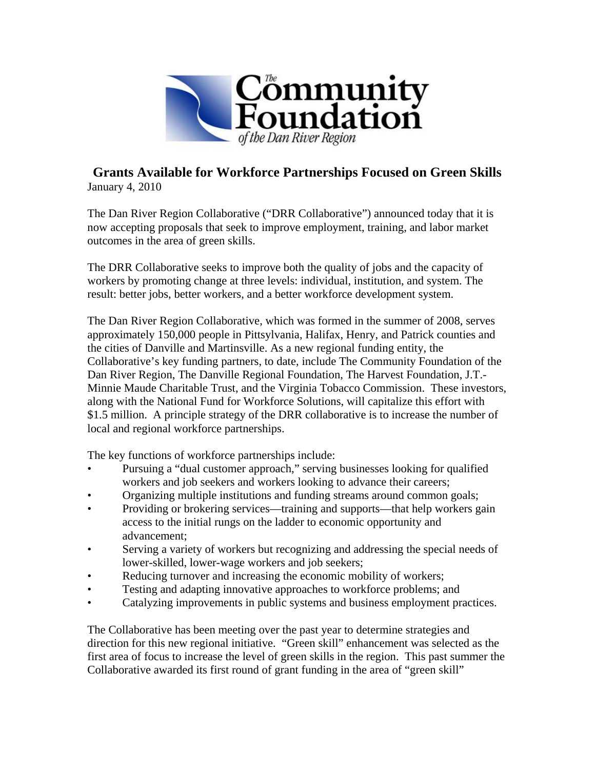# Grants Available for Workforce Partnerships Focused on Green Skills

January 4, 2010

The Dan River Region Collaborative ("DRR Collaborative") announced today that it is now accepting proposals that seek to improve employment, training, and labor market outcomes in the area of green skills.

The DRR Collaborative seeks to improve both the quality of jobs and the capacity of workers by promoting change at three levels: individual, institution, and system. The result: better jobs, better workers, and a better workforce development system.

The Dan River Region Collaborative, which was formed in the summer of 2008, serves approximately 150,000 people in Pittsylvania, Halifax, Henry, and Patrick counties and the cities of Danville and Martinsville. As a new regional funding entity, the Collaborative's key funding partners, to date, include The Community Foundation of the Dan River Region, The Danville Regional Foundation, The Harvest Foundation, J.T.-Minnie Maude Charitable Trust, and the Virginia Tobacco Commission. These investors, along with the National Fund for Workforce Solutions, will capitalize this effort with $1.5 million. A principle strategy of the DRR collaborative is to increase the number of local and regional workforce partnerships.

The key functions of workforce partnerships include:

- Pursuing a "dual customer approach," serving businesses looking for qualified workers and job seekers and workers looking to advance their careers;
- Organizing multiple institutions and funding streams around common goals;
- Providing or brokering services—training and supports—that help workers gain access to the initial rungs on the ladder to economic opportunity and advancement;
- Serving a variety of workers but recognizing and addressing the special needs of lower-skilled, lower-wage workers and job seekers;
- Reducing turnover and increasing the economic mobility of workers;
- Testing and adapting innovative approaches to workforce problems; and
- Catalyzing improvements in public systems and business employment practices.

The Collaborative has been meeting over the past year to determine strategies and direction for this new regional initiative. "Green skill" enhancement was selected as the first area of focus to increase the level of green skills in the region. This past summer the Collaborative awarded its first round of grant funding in the area of "green skill"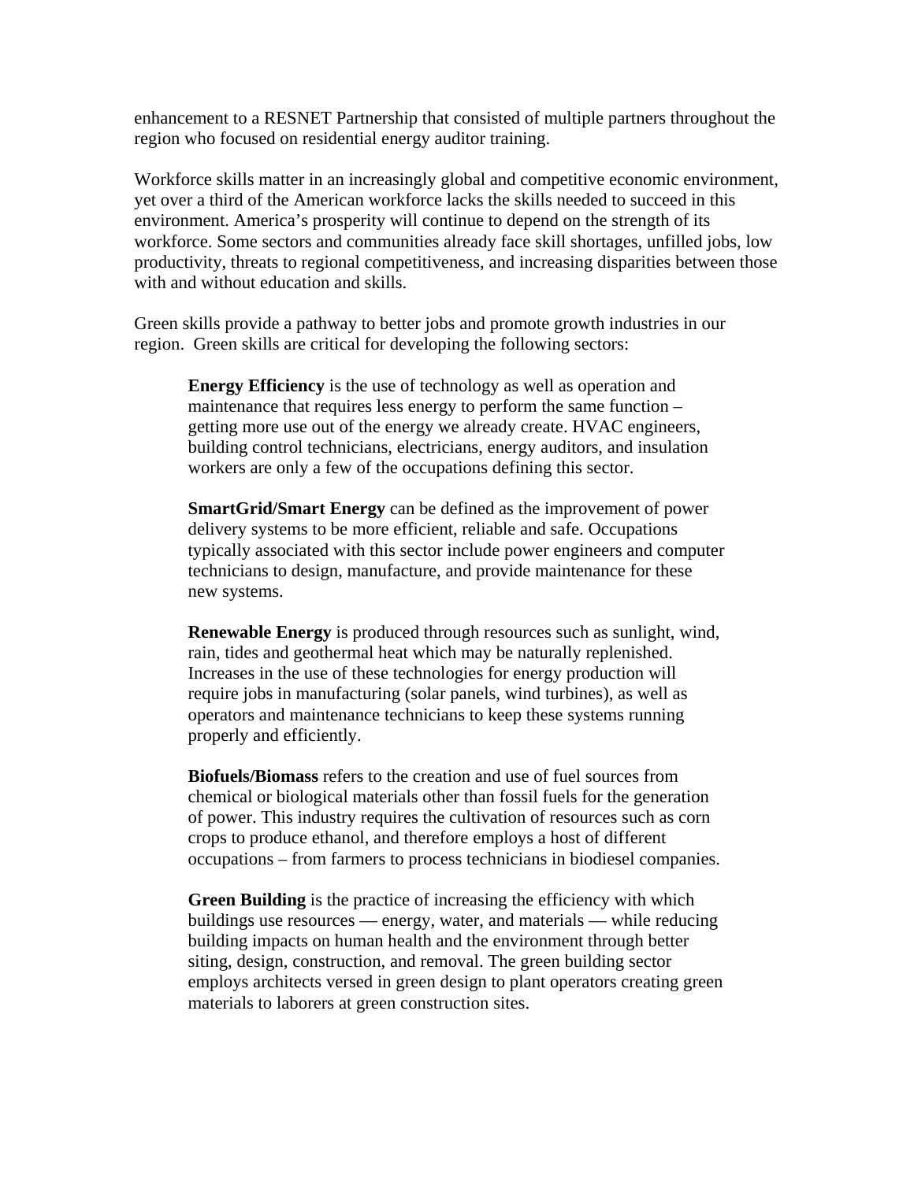enhancement to a RESNET Partnership that consisted of multiple partners throughout the region who focused on residential energy auditor training.

Workforce skills matter in an increasingly global and competitive economic environment, yet over a third of the American workforce lacks the skills needed to succeed in this environment. America's prosperity will continue to depend on the strength of its workforce. Some sectors and communities already face skill shortages, unfilled jobs, low productivity, threats to regional competitiveness, and increasing disparities between those with and without education and skills.

Green skills provide a pathway to better jobs and promote growth industries in our region. Green skills are critical for developing the following sectors:

> **Energy Efficiency** is the use of technology as well as operation and maintenance that requires less energy to perform the same function – getting more use out of the energy we already create. HVAC engineers, building control technicians, electricians, energy auditors, and insulation workers are only a few of the occupations defining this sector.
>
> **SmartGrid/Smart Energy** can be defined as the improvement of power delivery systems to be more efficient, reliable and safe. Occupations typically associated with this sector include power engineers and computer technicians to design, manufacture, and provide maintenance for these new systems.
>
> **Renewable Energy** is produced through resources such as sunlight, wind, rain, tides and geothermal heat which may be naturally replenished. Increases in the use of these technologies for energy production will require jobs in manufacturing (solar panels, wind turbines), as well as operators and maintenance technicians to keep these systems running properly and efficiently.
>
> **Biofuels/Biomass** refers to the creation and use of fuel sources from chemical or biological materials other than fossil fuels for the generation of power. This industry requires the cultivation of resources such as corn crops to produce ethanol, and therefore employs a host of different occupations – from farmers to process technicians in biodiesel companies.
>
> **Green Building** is the practice of increasing the efficiency with which buildings use resources — energy, water, and materials — while reducing building impacts on human health and the environment through better siting, design, construction, and removal. The green building sector employs architects versed in green design to plant operators creating green materials to laborers at green construction sites.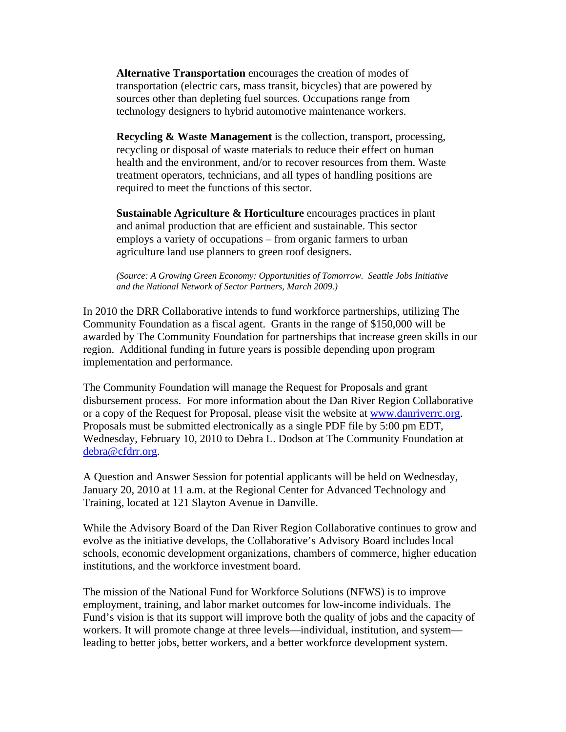**Alternative Transportation** encourages the creation of modes of transportation (electric cars, mass transit, bicycles) that are powered by sources other than depleting fuel sources. Occupations range from technology designers to hybrid automotive maintenance workers.

**Recycling & Waste Management** is the collection, transport, processing, recycling or disposal of waste materials to reduce their effect on human health and the environment, and/or to recover resources from them. Waste treatment operators, technicians, and all types of handling positions are required to meet the functions of this sector.

**Sustainable Agriculture & Horticulture** encourages practices in plant and animal production that are efficient and sustainable. This sector employs a variety of occupations – from organic farmers to urban agriculture land use planners to green roof designers.

*(Source: A Growing Green Economy: Opportunities of Tomorrow. Seattle Jobs Initiative and the National Network of Sector Partners, March 2009.)*

In 2010 the DRR Collaborative intends to fund workforce partnerships, utilizing The Community Foundation as a fiscal agent. Grants in the range of $150,000 will be awarded by The Community Foundation for partnerships that increase green skills in our region. Additional funding in future years is possible depending upon program implementation and performance.

The Community Foundation will manage the Request for Proposals and grant disbursement process. For more information about the Dan River Region Collaborative or a copy of the Request for Proposal, please visit the website at [www.danriverrc.org](http://www.danriverrc.org). Proposals must be submitted electronically as a single PDF file by 5:00 pm EDT, Wednesday, February 10, 2010 to Debra L. Dodson at The Community Foundation at [debra@cfdrr.org](mailto:debra@cfdrr.org).

A Question and Answer Session for potential applicants will be held on Wednesday, January 20, 2010 at 11 a.m. at the Regional Center for Advanced Technology and Training, located at 121 Slayton Avenue in Danville.

While the Advisory Board of the Dan River Region Collaborative continues to grow and evolve as the initiative develops, the Collaborative's Advisory Board includes local schools, economic development organizations, chambers of commerce, higher education institutions, and the workforce investment board.

The mission of the National Fund for Workforce Solutions (NFWS) is to improve employment, training, and labor market outcomes for low-income individuals. The Fund's vision is that its support will improve both the quality of jobs and the capacity of workers. It will promote change at three levels—individual, institution, and system—leading to better jobs, better workers, and a better workforce development system.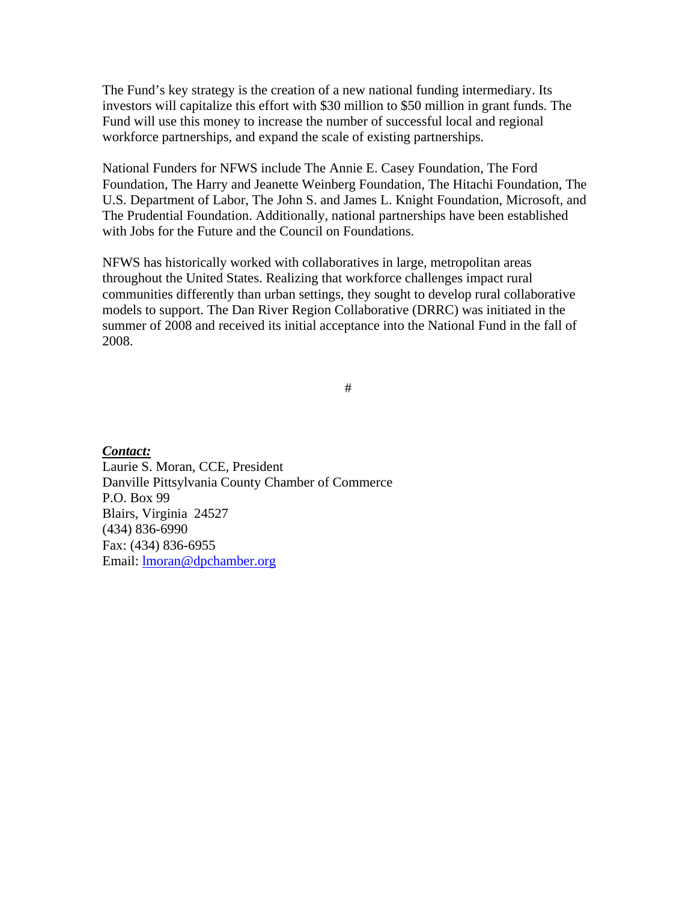The Fund's key strategy is the creation of a new national funding intermediary. Its investors will capitalize this effort with $30 million to $50 million in grant funds. The Fund will use this money to increase the number of successful local and regional workforce partnerships, and expand the scale of existing partnerships.

National Funders for NFWS include The Annie E. Casey Foundation, The Ford Foundation, The Harry and Jeanette Weinberg Foundation, The Hitachi Foundation, The U.S. Department of Labor, The John S. and James L. Knight Foundation, Microsoft, and The Prudential Foundation. Additionally, national partnerships have been established with Jobs for the Future and the Council on Foundations.

NFWS has historically worked with collaboratives in large, metropolitan areas throughout the United States. Realizing that workforce challenges impact rural communities differently than urban settings, they sought to develop rural collaborative models to support. The Dan River Region Collaborative (DRRC) was initiated in the summer of 2008 and received its initial acceptance into the National Fund in the fall of 2008.

#

***Contact:***
Laurie S. Moran, CCE, President
Danville Pittsylvania County Chamber of Commerce
P.O. Box 99
Blairs, Virginia 24527
(434) 836-6990
Fax: (434) 836-6955
Email: lmoran@dpchamber.org